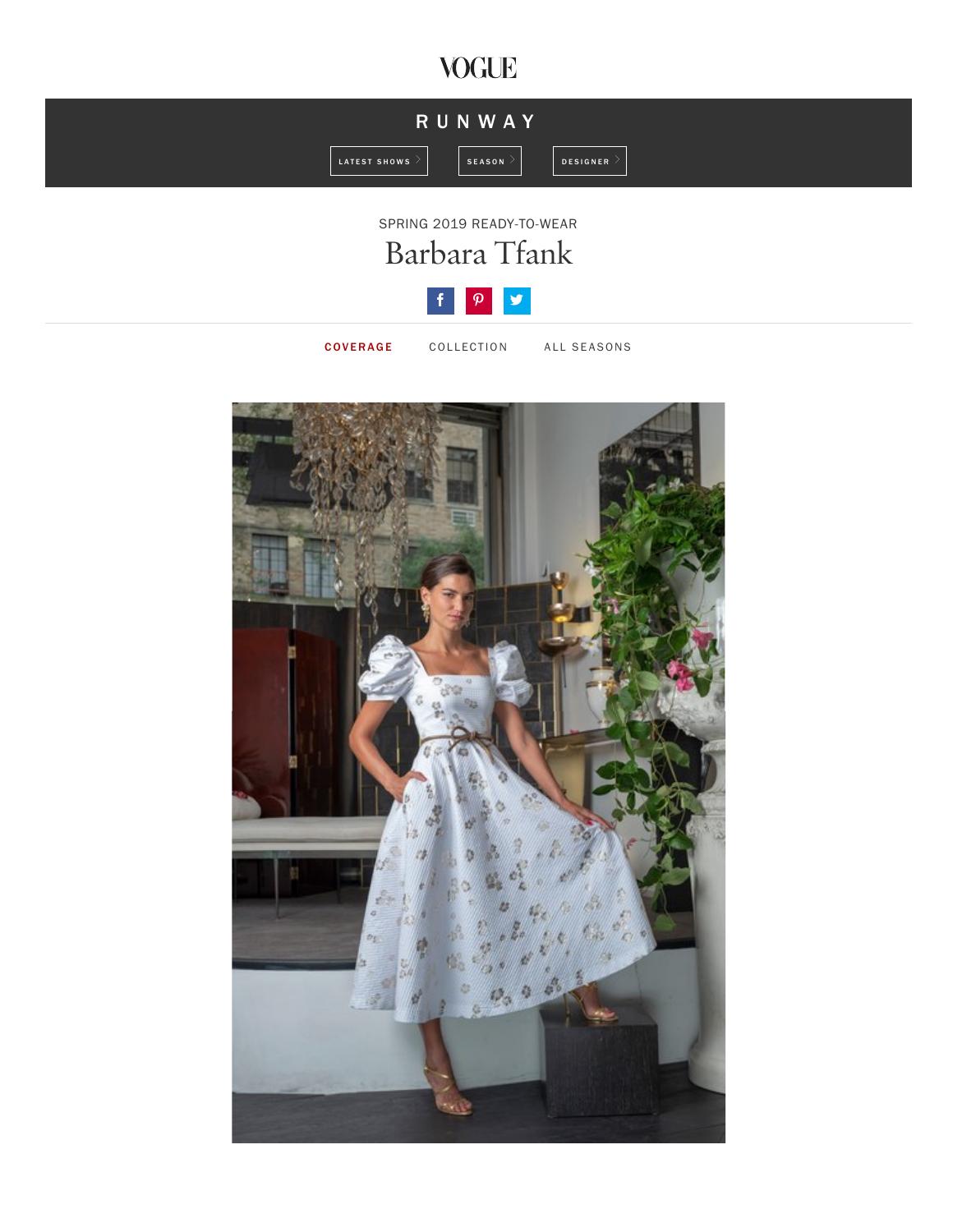VOGUE

RUNWAY

LATEST SHOWS SEASON DESIGNER

SPRING 2019 READY-TO-WEAR

# Barbara Tfank

COVERAGE COLLECTION ALL SEASONS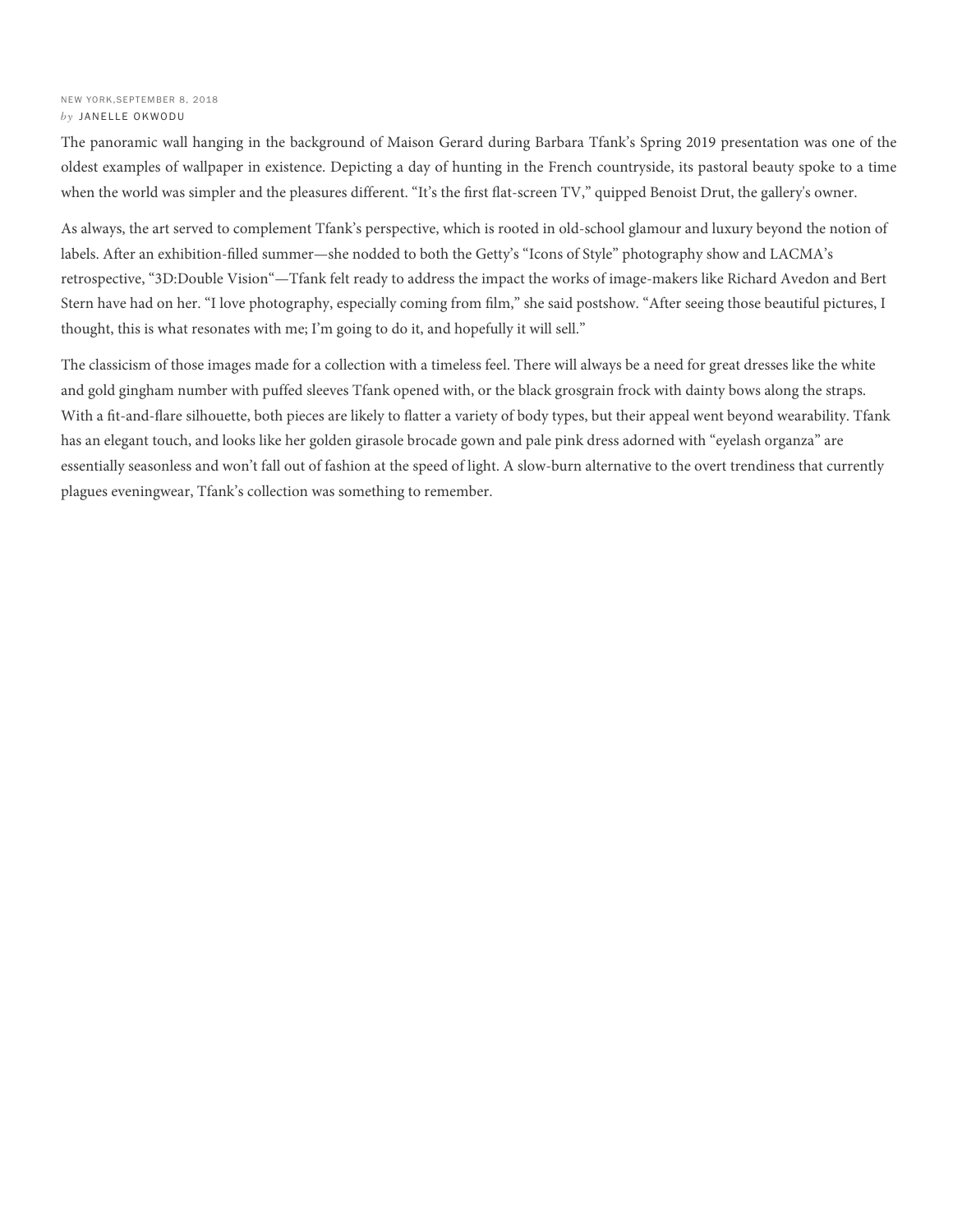NEW YORK,SEPTEMBER 8, 2018
*by* JANELLE OKWODU

The panoramic wall hanging in the background of Maison Gerard during Barbara Tfank's Spring 2019 presentation was one of the oldest examples of wallpaper in existence. Depicting a day of hunting in the French countryside, its pastoral beauty spoke to a time when the world was simpler and the pleasures different. "It's the first flat-screen TV," quipped Benoist Drut, the gallery's owner.

As always, the art served to complement Tfank's perspective, which is rooted in old-school glamour and luxury beyond the notion of labels. After an exhibition-filled summer—she nodded to both the Getty's "Icons of Style" photography show and LACMA's retrospective, "3D:Double Vision"—Tfank felt ready to address the impact the works of image-makers like Richard Avedon and Bert Stern have had on her. "I love photography, especially coming from film," she said postshow. "After seeing those beautiful pictures, I thought, this is what resonates with me; I'm going to do it, and hopefully it will sell."

The classicism of those images made for a collection with a timeless feel. There will always be a need for great dresses like the white and gold gingham number with puffed sleeves Tfank opened with, or the black grosgrain frock with dainty bows along the straps. With a fit-and-flare silhouette, both pieces are likely to flatter a variety of body types, but their appeal went beyond wearability. Tfank has an elegant touch, and looks like her golden girasole brocade gown and pale pink dress adorned with "eyelash organza" are essentially seasonless and won't fall out of fashion at the speed of light. A slow-burn alternative to the overt trendiness that currently plagues eveningwear, Tfank's collection was something to remember.